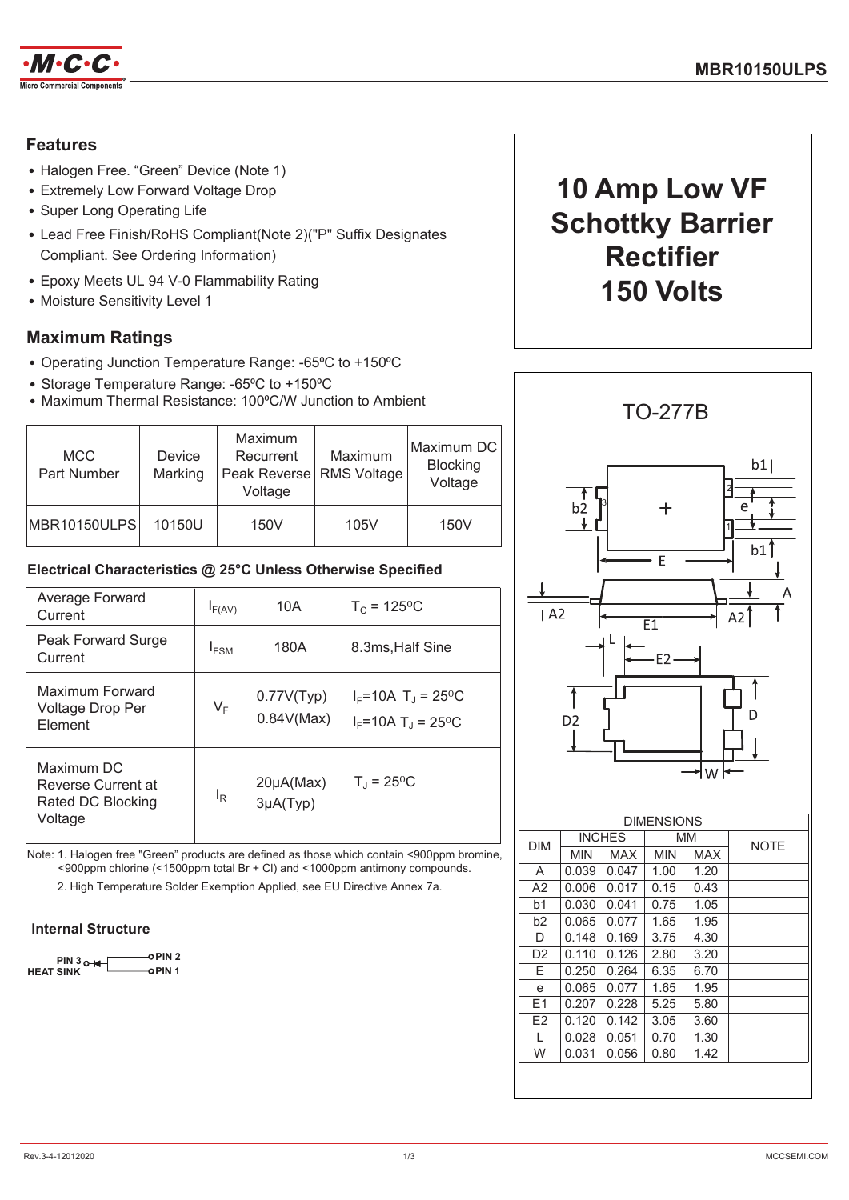# MBR10150ULPS

## 10 Amp Low VF Schottky Barrier Rectifier 150 Volts

### Features

- Halogen Free. "Green" Device (Note 1)
- Extremely Low Forward Voltage Drop
- Super Long Operating Life
- Lead Free Finish/RoHS Compliant(Note 2)("P" Suffix Designates Compliant. See Ordering Information)
- Epoxy Meets UL 94 V-0 Flammability Rating
- Moisture Sensitivity Level 1

### Maximum Ratings

- Operating Junction Temperature Range: -65ºC to +150ºC
- Storage Temperature Range: -65ºC to +150ºC
- Maximum Thermal Resistance: 100ºC/W Junction to Ambient

| MCC Part Number | Device Marking | Maximum Recurrent Peak Reverse Voltage | Maximum RMS Voltage | Maximum DC Blocking Voltage |
|---|---|---|---|---|
| MBR10150ULPS | 10150U | 150V | 105V | 150V |

### Electrical Characteristics @ 25°C Unless Otherwise Specified

| | | | |
|---|---|---|---|
| Average Forward Current | $I_{F(AV)}$ | 10A | $T_C$ = 125°C |
| Peak Forward Surge Current | $I_{FSM}$ | 180A | 8.3ms,Half Sine |
| Maximum Forward Voltage Drop Per Element | $V_F$ | 0.77V(Typ)<br>0.84V(Max) | $I_F$=10A $T_J$ = 25°C<br>$I_F$=10A $T_J$ = 25°C |
| Maximum DC Reverse Current at Rated DC Blocking Voltage | $I_R$ | 20μA(Max)<br>3μA(Typ) | $T_J$ = 25°C |

Note: 1. Halogen free "Green" products are defined as those which contain <900ppm bromine, <900ppm chlorine (<1500ppm total Br + Cl) and <1000ppm antimony compounds.

2. High Temperature Solder Exemption Applied, see EU Directive Annex 7a.

### Internal Structure

PIN 3 HEAT SINK — PIN 2, PIN 1

### TO-277B

| DIM | INCHES MIN | INCHES MAX | MM MIN | MM MAX | NOTE |
|---|---|---|---|---|---|
| A | 0.039 | 0.047 | 1.00 | 1.20 | |
| A2 | 0.006 | 0.017 | 0.15 | 0.43 | |
| b1 | 0.030 | 0.041 | 0.75 | 1.05 | |
| b2 | 0.065 | 0.077 | 1.65 | 1.95 | |
| D | 0.148 | 0.169 | 3.75 | 4.30 | |
| D2 | 0.110 | 0.126 | 2.80 | 3.20 | |
| E | 0.250 | 0.264 | 6.35 | 6.70 | |
| e | 0.065 | 0.077 | 1.65 | 1.95 | |
| E1 | 0.207 | 0.228 | 5.25 | 5.80 | |
| E2 | 0.120 | 0.142 | 3.05 | 3.60 | |
| L | 0.028 | 0.051 | 0.70 | 1.30 | |
| W | 0.031 | 0.056 | 0.80 | 1.42 | |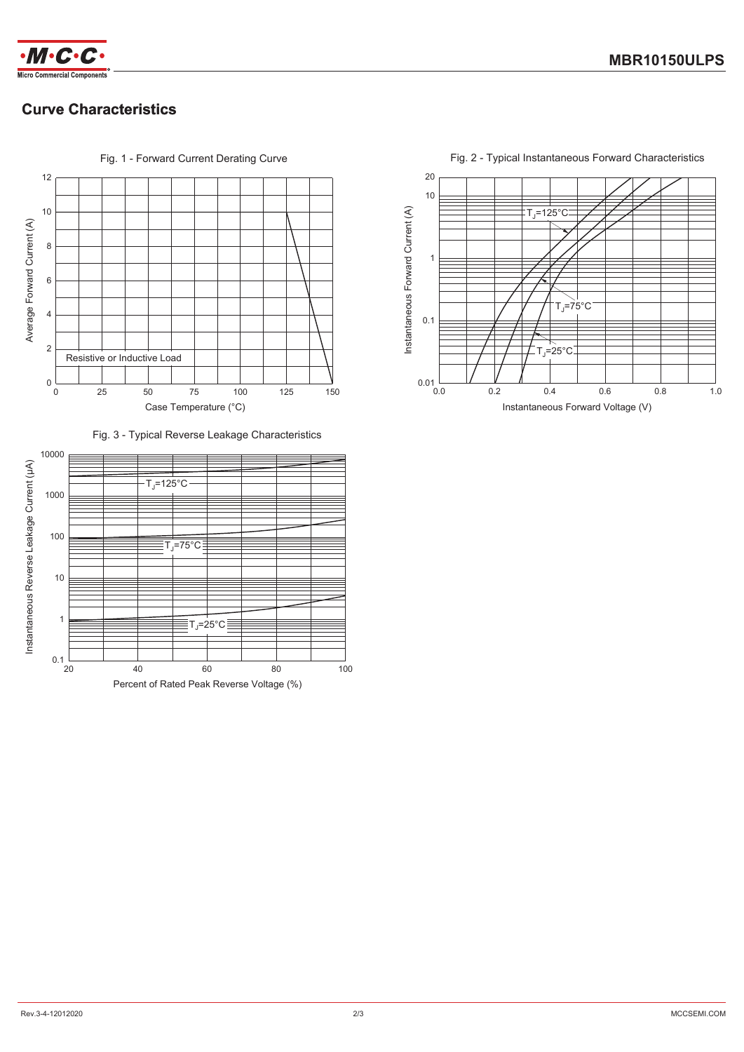## Curve Characteristics

Fig. 1 - Forward Current Derating Curve

Fig. 2 - Typical Instantaneous Forward Characteristics

Fig. 3 - Typical Reverse Leakage Characteristics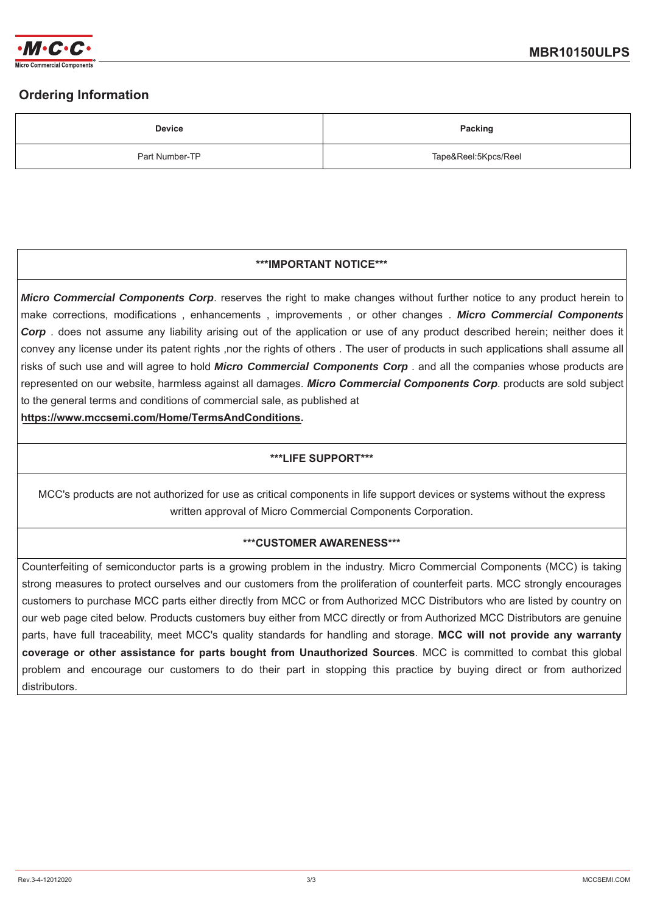## Ordering Information

| Device | Packing |
| --- | --- |
| Part Number-TP | Tape&Reel:5Kpcs/Reel |

**\*\*\*IMPORTANT NOTICE\*\*\***

***Micro Commercial Components Corp***. reserves the right to make changes without further notice to any product herein to make corrections, modifications , enhancements , improvements , or other changes . ***Micro Commercial Components Corp*** . does not assume any liability arising out of the application or use of any product described herein; neither does it convey any license under its patent rights ,nor the rights of others . The user of products in such applications shall assume all risks of such use and will agree to hold ***Micro Commercial Components Corp*** . and all the companies whose products are represented on our website, harmless against all damages. ***Micro Commercial Components Corp***. products are sold subject to the general terms and conditions of commercial sale, as published at **https://www.mccsemi.com/Home/TermsAndConditions.**

**\*\*\*LIFE SUPPORT\*\*\***

MCC's products are not authorized for use as critical components in life support devices or systems without the express written approval of Micro Commercial Components Corporation.

**\*\*\*CUSTOMER AWARENESS\*\*\***

Counterfeiting of semiconductor parts is a growing problem in the industry. Micro Commercial Components (MCC) is taking strong measures to protect ourselves and our customers from the proliferation of counterfeit parts. MCC strongly encourages customers to purchase MCC parts either directly from MCC or from Authorized MCC Distributors who are listed by country on our web page cited below. Products customers buy either from MCC directly or from Authorized MCC Distributors are genuine parts, have full traceability, meet MCC's quality standards for handling and storage. **MCC will not provide any warranty coverage or other assistance for parts bought from Unauthorized Sources**. MCC is committed to combat this global problem and encourage our customers to do their part in stopping this practice by buying direct or from authorized distributors.